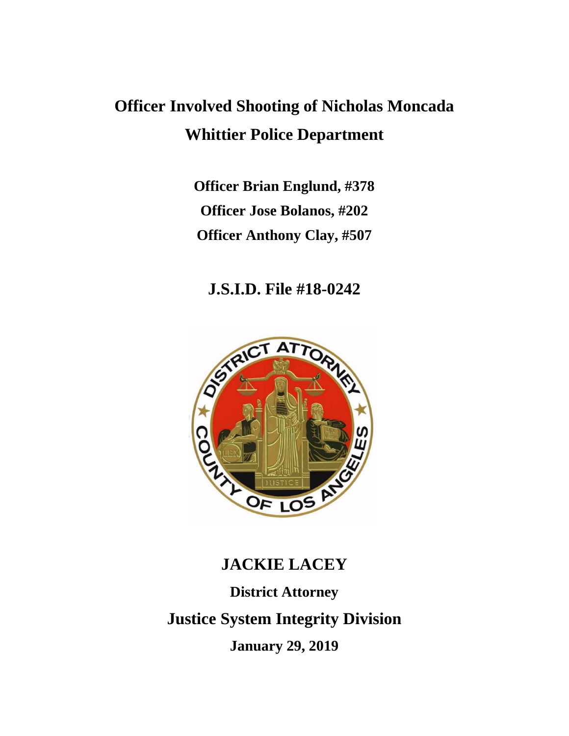# Officer Involved Shooting of Nicholas Moncada

# Whittier Police Department

**Officer Brian Englund, #378**

**Officer Jose Bolanos, #202**

**Officer Anthony Clay, #507**

## J.S.I.D. File #18-0242

## JACKIE LACEY

**District Attorney**

## Justice System Integrity Division

**January 29, 2019**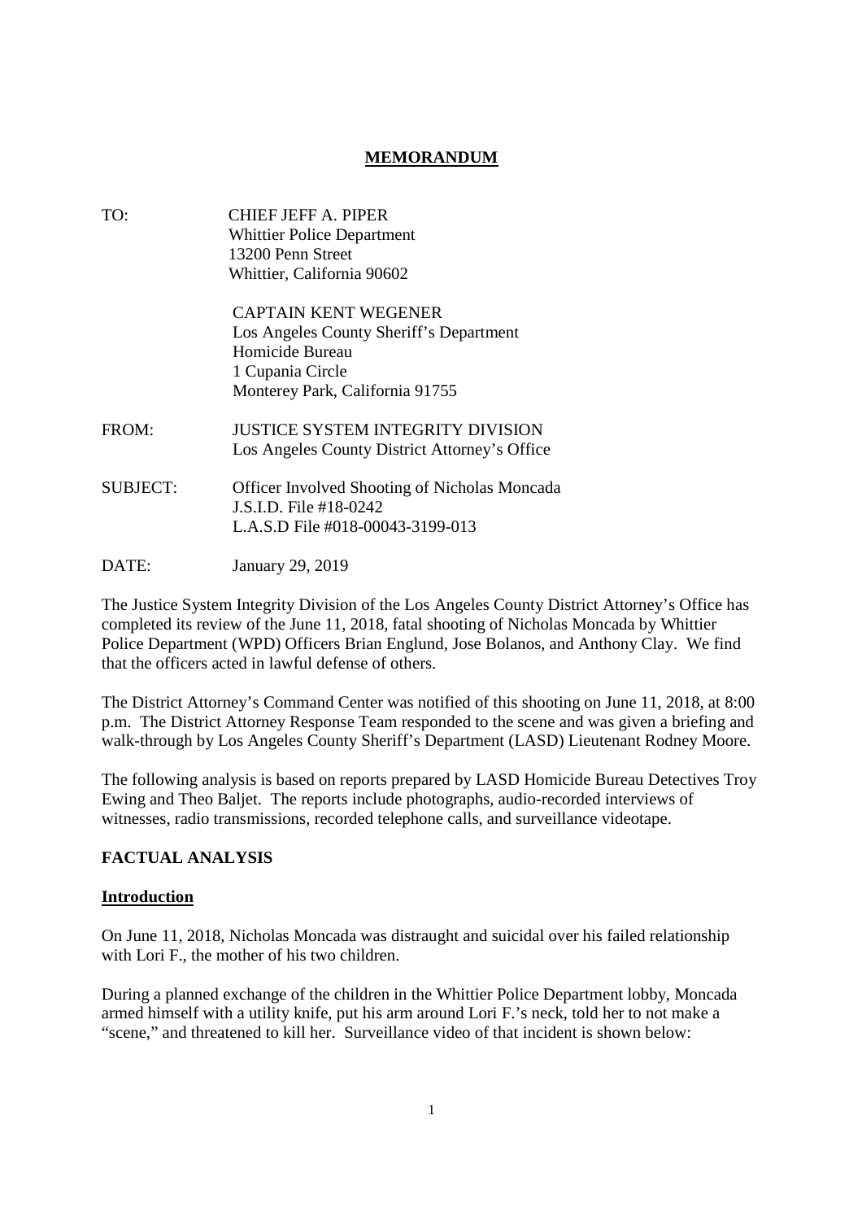# MEMORANDUM

TO: CHIEF JEFF A. PIPER
Whittier Police Department
13200 Penn Street
Whittier, California 90602

CAPTAIN KENT WEGENER
Los Angeles County Sheriff's Department
Homicide Bureau
1 Cupania Circle
Monterey Park, California 91755

FROM: JUSTICE SYSTEM INTEGRITY DIVISION
Los Angeles County District Attorney's Office

SUBJECT: Officer Involved Shooting of Nicholas Moncada
J.S.I.D. File #18-0242
L.A.S.D File #018-00043-3199-013

DATE: January 29, 2019

The Justice System Integrity Division of the Los Angeles County District Attorney's Office has completed its review of the June 11, 2018, fatal shooting of Nicholas Moncada by Whittier Police Department (WPD) Officers Brian Englund, Jose Bolanos, and Anthony Clay. We find that the officers acted in lawful defense of others.

The District Attorney's Command Center was notified of this shooting on June 11, 2018, at 8:00 p.m. The District Attorney Response Team responded to the scene and was given a briefing and walk-through by Los Angeles County Sheriff's Department (LASD) Lieutenant Rodney Moore.

The following analysis is based on reports prepared by LASD Homicide Bureau Detectives Troy Ewing and Theo Baljet. The reports include photographs, audio-recorded interviews of witnesses, radio transmissions, recorded telephone calls, and surveillance videotape.

## FACTUAL ANALYSIS

### Introduction

On June 11, 2018, Nicholas Moncada was distraught and suicidal over his failed relationship with Lori F., the mother of his two children.

During a planned exchange of the children in the Whittier Police Department lobby, Moncada armed himself with a utility knife, put his arm around Lori F.'s neck, told her to not make a "scene," and threatened to kill her. Surveillance video of that incident is shown below: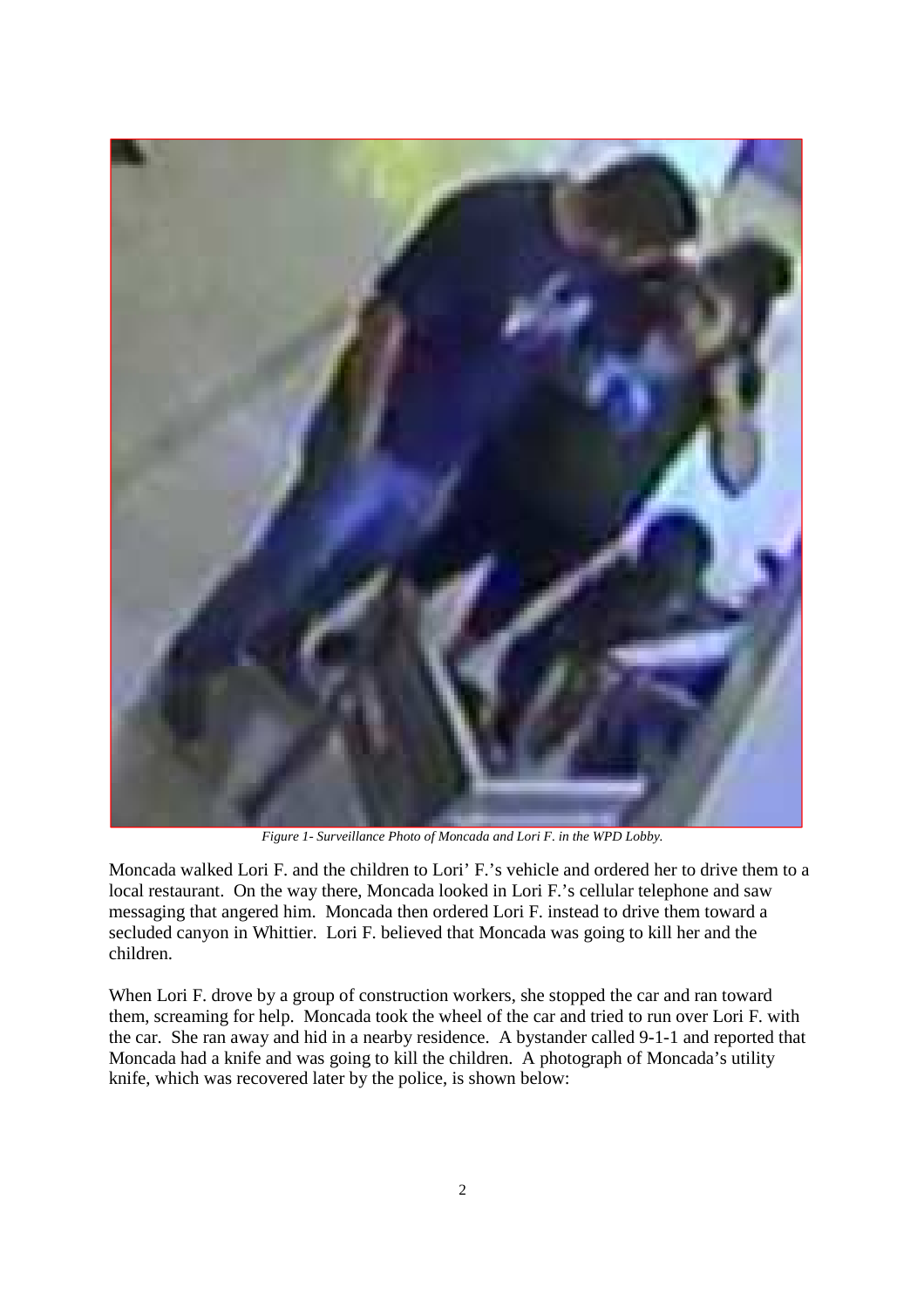*Figure 1- Surveillance Photo of Moncada and Lori F. in the WPD Lobby.*

Moncada walked Lori F. and the children to Lori' F.'s vehicle and ordered her to drive them to a local restaurant. On the way there, Moncada looked in Lori F.'s cellular telephone and saw messaging that angered him. Moncada then ordered Lori F. instead to drive them toward a secluded canyon in Whittier. Lori F. believed that Moncada was going to kill her and the children.

When Lori F. drove by a group of construction workers, she stopped the car and ran toward them, screaming for help. Moncada took the wheel of the car and tried to run over Lori F. with the car. She ran away and hid in a nearby residence. A bystander called 9-1-1 and reported that Moncada had a knife and was going to kill the children. A photograph of Moncada's utility knife, which was recovered later by the police, is shown below: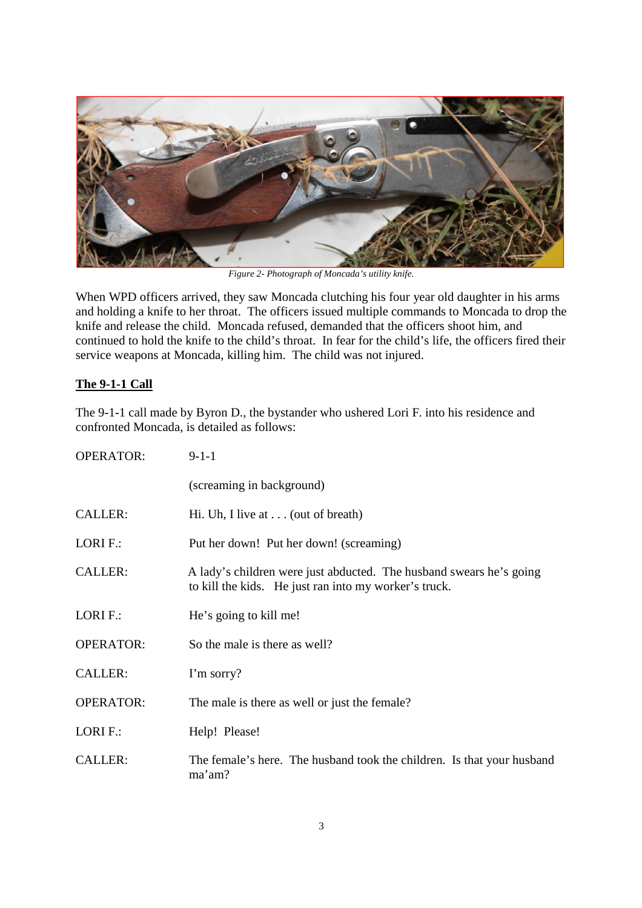*Figure 2- Photograph of Moncada's utility knife.*

When WPD officers arrived, they saw Moncada clutching his four year old daughter in his arms and holding a knife to her throat. The officers issued multiple commands to Moncada to drop the knife and release the child. Moncada refused, demanded that the officers shoot him, and continued to hold the knife to the child's throat. In fear for the child's life, the officers fired their service weapons at Moncada, killing him. The child was not injured.

## The 9-1-1 Call

The 9-1-1 call made by Byron D., the bystander who ushered Lori F. into his residence and confronted Moncada, is detailed as follows:

OPERATOR: 9-1-1

(screaming in background)

CALLER: Hi. Uh, I live at . . . (out of breath)

LORI F.: Put her down! Put her down! (screaming)

CALLER: A lady's children were just abducted. The husband swears he's going to kill the kids. He just ran into my worker's truck.

LORI F.: He's going to kill me!

OPERATOR: So the male is there as well?

CALLER: I'm sorry?

OPERATOR: The male is there as well or just the female?

LORI F.: Help! Please!

CALLER: The female's here. The husband took the children. Is that your husband ma'am?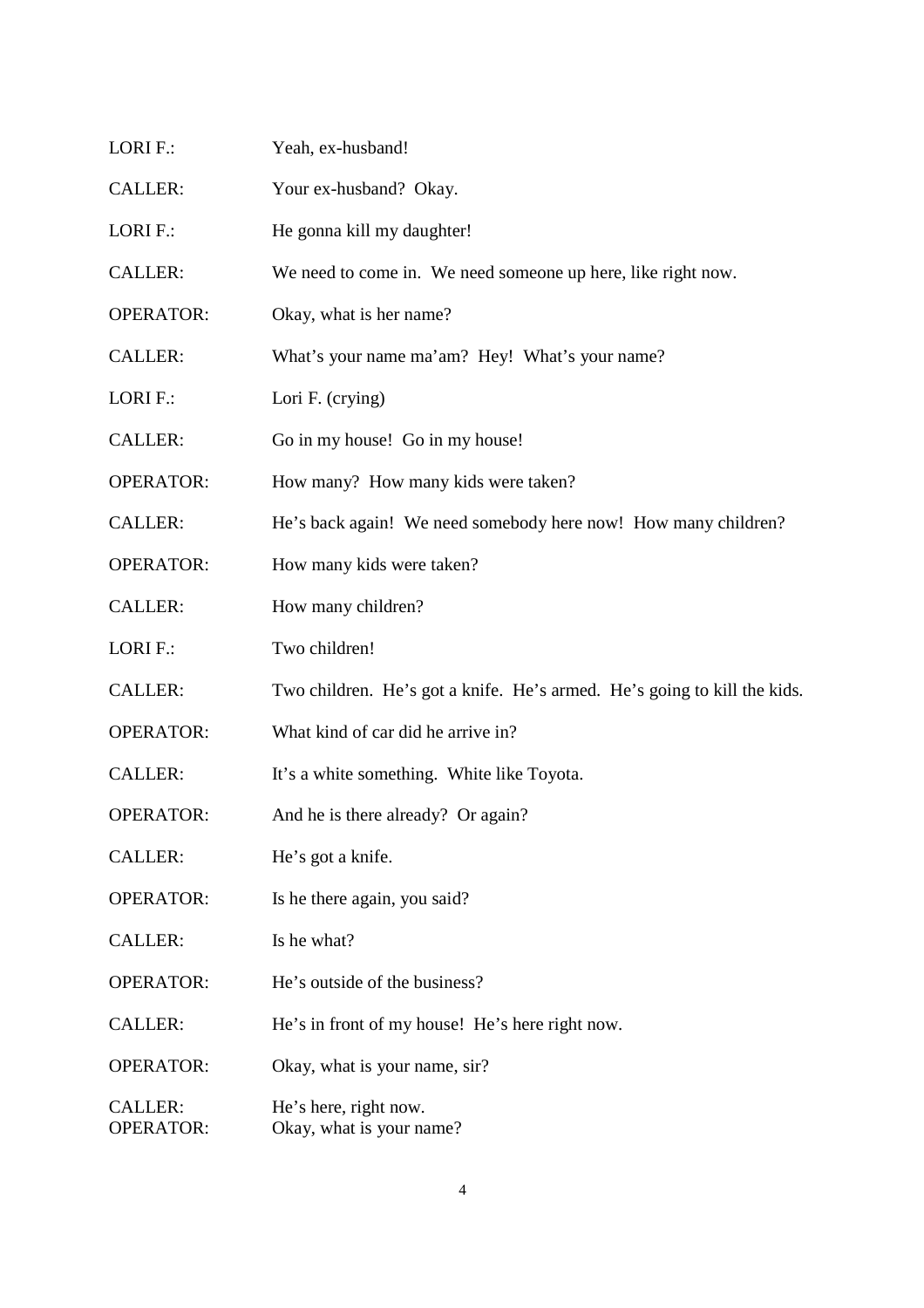LORI F.: Yeah, ex-husband!

CALLER: Your ex-husband? Okay.

LORI F.: He gonna kill my daughter!

CALLER: We need to come in. We need someone up here, like right now.

OPERATOR: Okay, what is her name?

CALLER: What's your name ma'am? Hey! What's your name?

LORI F.: Lori F. (crying)

CALLER: Go in my house! Go in my house!

OPERATOR: How many? How many kids were taken?

CALLER: He's back again! We need somebody here now! How many children?

OPERATOR: How many kids were taken?

CALLER: How many children?

LORI F.: Two children!

CALLER: Two children. He's got a knife. He's armed. He's going to kill the kids.

OPERATOR: What kind of car did he arrive in?

CALLER: It's a white something. White like Toyota.

OPERATOR: And he is there already? Or again?

CALLER: He's got a knife.

OPERATOR: Is he there again, you said?

CALLER: Is he what?

OPERATOR: He's outside of the business?

CALLER: He's in front of my house! He's here right now.

OPERATOR: Okay, what is your name, sir?

CALLER: He's here, right now.

OPERATOR: Okay, what is your name?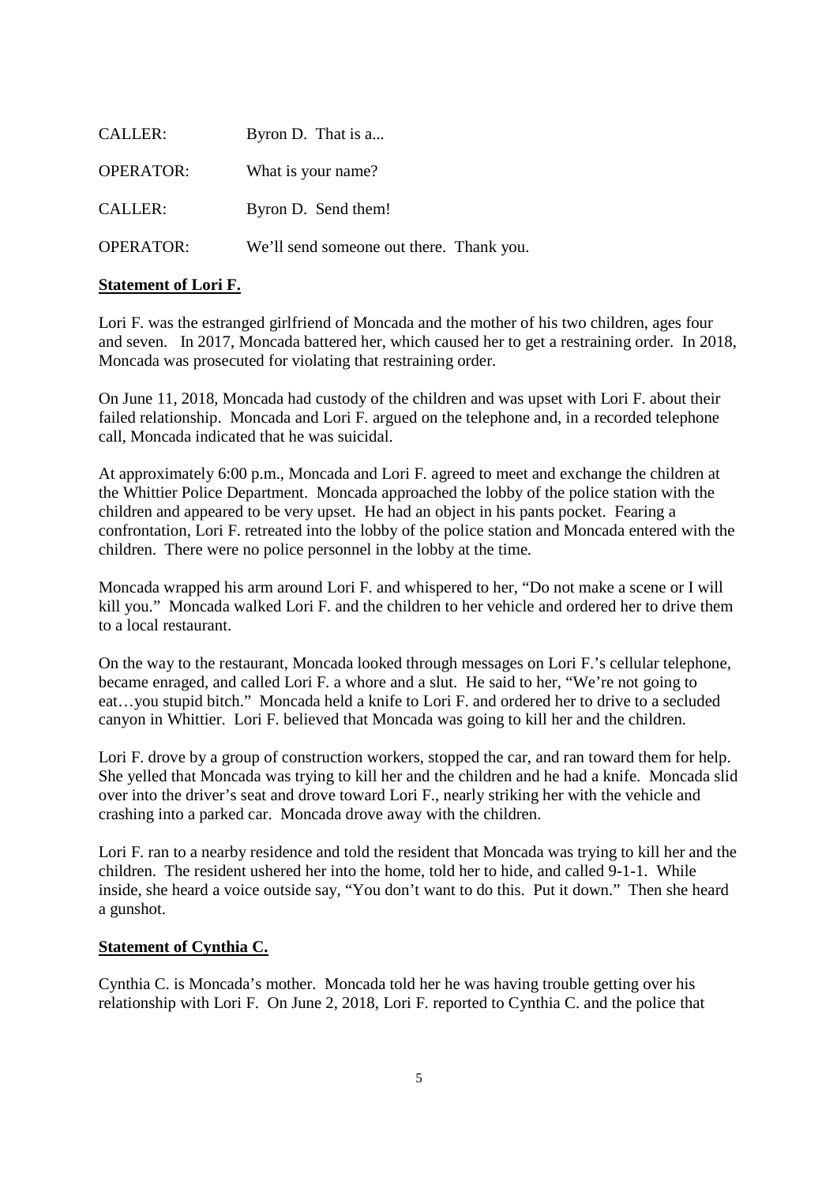| | |
|---|---|
| CALLER: | Byron D. That is a... |
| OPERATOR: | What is your name? |
| CALLER: | Byron D. Send them! |
| OPERATOR: | We'll send someone out there. Thank you. |

**Statement of Lori F.**

Lori F. was the estranged girlfriend of Moncada and the mother of his two children, ages four and seven. In 2017, Moncada battered her, which caused her to get a restraining order. In 2018, Moncada was prosecuted for violating that restraining order.

On June 11, 2018, Moncada had custody of the children and was upset with Lori F. about their failed relationship. Moncada and Lori F. argued on the telephone and, in a recorded telephone call, Moncada indicated that he was suicidal.

At approximately 6:00 p.m., Moncada and Lori F. agreed to meet and exchange the children at the Whittier Police Department. Moncada approached the lobby of the police station with the children and appeared to be very upset. He had an object in his pants pocket. Fearing a confrontation, Lori F. retreated into the lobby of the police station and Moncada entered with the children. There were no police personnel in the lobby at the time.

Moncada wrapped his arm around Lori F. and whispered to her, "Do not make a scene or I will kill you." Moncada walked Lori F. and the children to her vehicle and ordered her to drive them to a local restaurant.

On the way to the restaurant, Moncada looked through messages on Lori F.'s cellular telephone, became enraged, and called Lori F. a whore and a slut. He said to her, "We're not going to eat…you stupid bitch." Moncada held a knife to Lori F. and ordered her to drive to a secluded canyon in Whittier. Lori F. believed that Moncada was going to kill her and the children.

Lori F. drove by a group of construction workers, stopped the car, and ran toward them for help. She yelled that Moncada was trying to kill her and the children and he had a knife. Moncada slid over into the driver's seat and drove toward Lori F., nearly striking her with the vehicle and crashing into a parked car. Moncada drove away with the children.

Lori F. ran to a nearby residence and told the resident that Moncada was trying to kill her and the children. The resident ushered her into the home, told her to hide, and called 9-1-1. While inside, she heard a voice outside say, "You don't want to do this. Put it down." Then she heard a gunshot.

**Statement of Cynthia C.**

Cynthia C. is Moncada's mother. Moncada told her he was having trouble getting over his relationship with Lori F. On June 2, 2018, Lori F. reported to Cynthia C. and the police that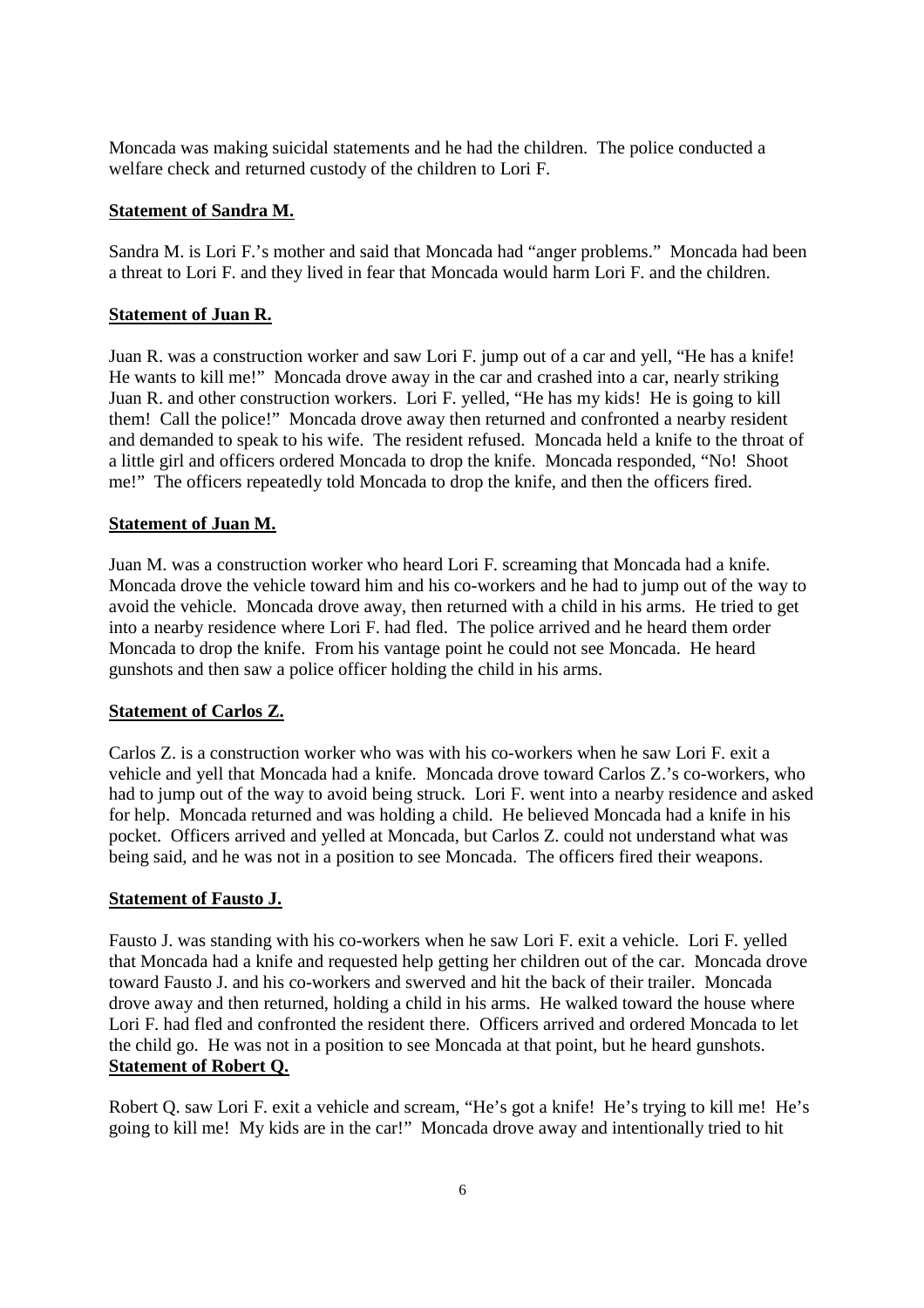Moncada was making suicidal statements and he had the children. The police conducted a welfare check and returned custody of the children to Lori F.

**Statement of Sandra M.**

Sandra M. is Lori F.'s mother and said that Moncada had "anger problems." Moncada had been a threat to Lori F. and they lived in fear that Moncada would harm Lori F. and the children.

**Statement of Juan R.**

Juan R. was a construction worker and saw Lori F. jump out of a car and yell, "He has a knife! He wants to kill me!" Moncada drove away in the car and crashed into a car, nearly striking Juan R. and other construction workers. Lori F. yelled, "He has my kids! He is going to kill them! Call the police!" Moncada drove away then returned and confronted a nearby resident and demanded to speak to his wife. The resident refused. Moncada held a knife to the throat of a little girl and officers ordered Moncada to drop the knife. Moncada responded, "No! Shoot me!" The officers repeatedly told Moncada to drop the knife, and then the officers fired.

**Statement of Juan M.**

Juan M. was a construction worker who heard Lori F. screaming that Moncada had a knife. Moncada drove the vehicle toward him and his co-workers and he had to jump out of the way to avoid the vehicle. Moncada drove away, then returned with a child in his arms. He tried to get into a nearby residence where Lori F. had fled. The police arrived and he heard them order Moncada to drop the knife. From his vantage point he could not see Moncada. He heard gunshots and then saw a police officer holding the child in his arms.

**Statement of Carlos Z.**

Carlos Z. is a construction worker who was with his co-workers when he saw Lori F. exit a vehicle and yell that Moncada had a knife. Moncada drove toward Carlos Z.'s co-workers, who had to jump out of the way to avoid being struck. Lori F. went into a nearby residence and asked for help. Moncada returned and was holding a child. He believed Moncada had a knife in his pocket. Officers arrived and yelled at Moncada, but Carlos Z. could not understand what was being said, and he was not in a position to see Moncada. The officers fired their weapons.

**Statement of Fausto J.**

Fausto J. was standing with his co-workers when he saw Lori F. exit a vehicle. Lori F. yelled that Moncada had a knife and requested help getting her children out of the car. Moncada drove toward Fausto J. and his co-workers and swerved and hit the back of their trailer. Moncada drove away and then returned, holding a child in his arms. He walked toward the house where Lori F. had fled and confronted the resident there. Officers arrived and ordered Moncada to let the child go. He was not in a position to see Moncada at that point, but he heard gunshots.

**Statement of Robert Q.**

Robert Q. saw Lori F. exit a vehicle and scream, "He's got a knife! He's trying to kill me! He's going to kill me! My kids are in the car!" Moncada drove away and intentionally tried to hit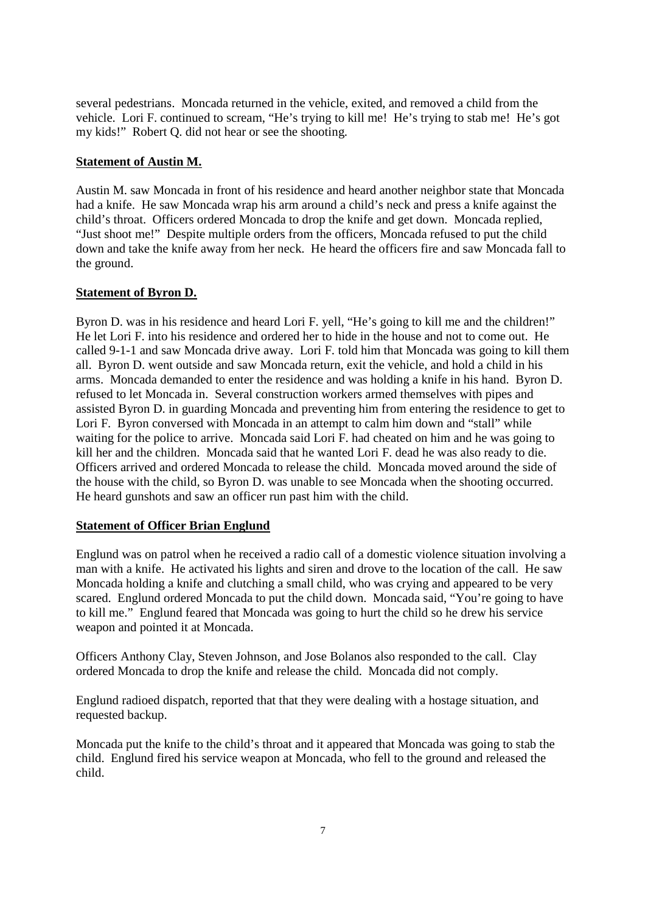several pedestrians. Moncada returned in the vehicle, exited, and removed a child from the vehicle. Lori F. continued to scream, "He's trying to kill me! He's trying to stab me! He's got my kids!" Robert Q. did not hear or see the shooting.

**Statement of Austin M.**

Austin M. saw Moncada in front of his residence and heard another neighbor state that Moncada had a knife. He saw Moncada wrap his arm around a child's neck and press a knife against the child's throat. Officers ordered Moncada to drop the knife and get down. Moncada replied, "Just shoot me!" Despite multiple orders from the officers, Moncada refused to put the child down and take the knife away from her neck. He heard the officers fire and saw Moncada fall to the ground.

**Statement of Byron D.**

Byron D. was in his residence and heard Lori F. yell, "He's going to kill me and the children!" He let Lori F. into his residence and ordered her to hide in the house and not to come out. He called 9-1-1 and saw Moncada drive away. Lori F. told him that Moncada was going to kill them all. Byron D. went outside and saw Moncada return, exit the vehicle, and hold a child in his arms. Moncada demanded to enter the residence and was holding a knife in his hand. Byron D. refused to let Moncada in. Several construction workers armed themselves with pipes and assisted Byron D. in guarding Moncada and preventing him from entering the residence to get to Lori F. Byron conversed with Moncada in an attempt to calm him down and "stall" while waiting for the police to arrive. Moncada said Lori F. had cheated on him and he was going to kill her and the children. Moncada said that he wanted Lori F. dead he was also ready to die. Officers arrived and ordered Moncada to release the child. Moncada moved around the side of the house with the child, so Byron D. was unable to see Moncada when the shooting occurred. He heard gunshots and saw an officer run past him with the child.

**Statement of Officer Brian Englund**

Englund was on patrol when he received a radio call of a domestic violence situation involving a man with a knife. He activated his lights and siren and drove to the location of the call. He saw Moncada holding a knife and clutching a small child, who was crying and appeared to be very scared. Englund ordered Moncada to put the child down. Moncada said, "You're going to have to kill me." Englund feared that Moncada was going to hurt the child so he drew his service weapon and pointed it at Moncada.

Officers Anthony Clay, Steven Johnson, and Jose Bolanos also responded to the call. Clay ordered Moncada to drop the knife and release the child. Moncada did not comply.

Englund radioed dispatch, reported that that they were dealing with a hostage situation, and requested backup.

Moncada put the knife to the child's throat and it appeared that Moncada was going to stab the child. Englund fired his service weapon at Moncada, who fell to the ground and released the child.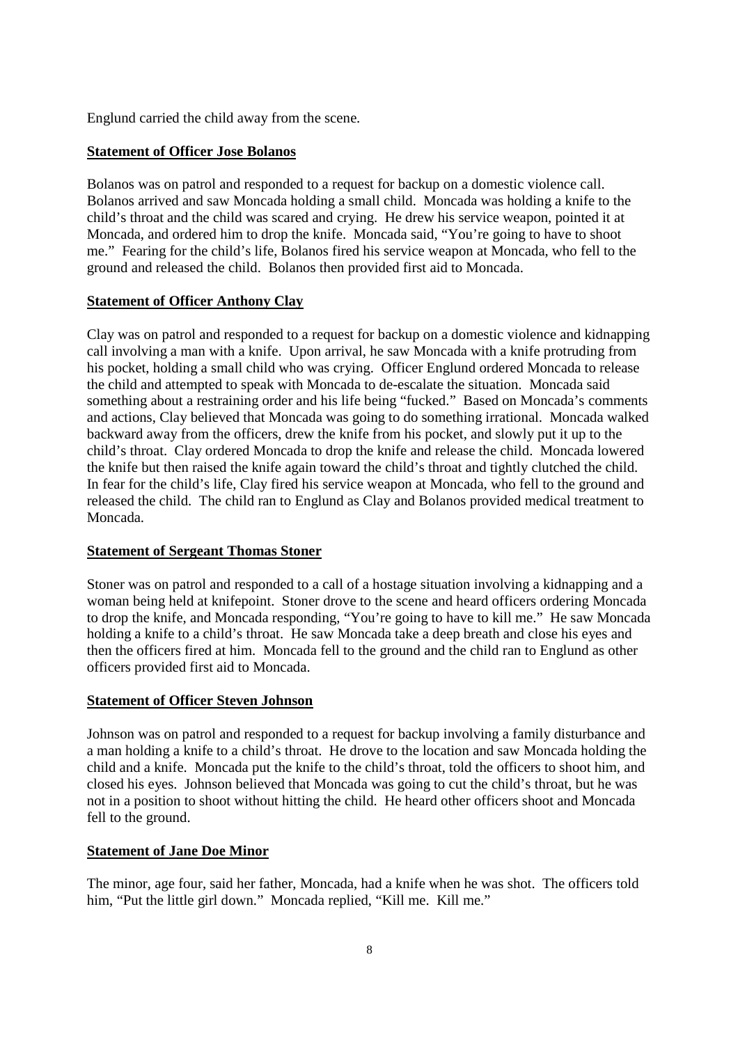Englund carried the child away from the scene.

**Statement of Officer Jose Bolanos**

Bolanos was on patrol and responded to a request for backup on a domestic violence call. Bolanos arrived and saw Moncada holding a small child. Moncada was holding a knife to the child's throat and the child was scared and crying. He drew his service weapon, pointed it at Moncada, and ordered him to drop the knife. Moncada said, "You're going to have to shoot me." Fearing for the child's life, Bolanos fired his service weapon at Moncada, who fell to the ground and released the child. Bolanos then provided first aid to Moncada.

**Statement of Officer Anthony Clay**

Clay was on patrol and responded to a request for backup on a domestic violence and kidnapping call involving a man with a knife. Upon arrival, he saw Moncada with a knife protruding from his pocket, holding a small child who was crying. Officer Englund ordered Moncada to release the child and attempted to speak with Moncada to de-escalate the situation. Moncada said something about a restraining order and his life being "fucked." Based on Moncada's comments and actions, Clay believed that Moncada was going to do something irrational. Moncada walked backward away from the officers, drew the knife from his pocket, and slowly put it up to the child's throat. Clay ordered Moncada to drop the knife and release the child. Moncada lowered the knife but then raised the knife again toward the child's throat and tightly clutched the child. In fear for the child's life, Clay fired his service weapon at Moncada, who fell to the ground and released the child. The child ran to Englund as Clay and Bolanos provided medical treatment to Moncada.

**Statement of Sergeant Thomas Stoner**

Stoner was on patrol and responded to a call of a hostage situation involving a kidnapping and a woman being held at knifepoint. Stoner drove to the scene and heard officers ordering Moncada to drop the knife, and Moncada responding, "You're going to have to kill me." He saw Moncada holding a knife to a child's throat. He saw Moncada take a deep breath and close his eyes and then the officers fired at him. Moncada fell to the ground and the child ran to Englund as other officers provided first aid to Moncada.

**Statement of Officer Steven Johnson**

Johnson was on patrol and responded to a request for backup involving a family disturbance and a man holding a knife to a child's throat. He drove to the location and saw Moncada holding the child and a knife. Moncada put the knife to the child's throat, told the officers to shoot him, and closed his eyes. Johnson believed that Moncada was going to cut the child's throat, but he was not in a position to shoot without hitting the child. He heard other officers shoot and Moncada fell to the ground.

**Statement of Jane Doe Minor**

The minor, age four, said her father, Moncada, had a knife when he was shot. The officers told him, "Put the little girl down." Moncada replied, "Kill me. Kill me."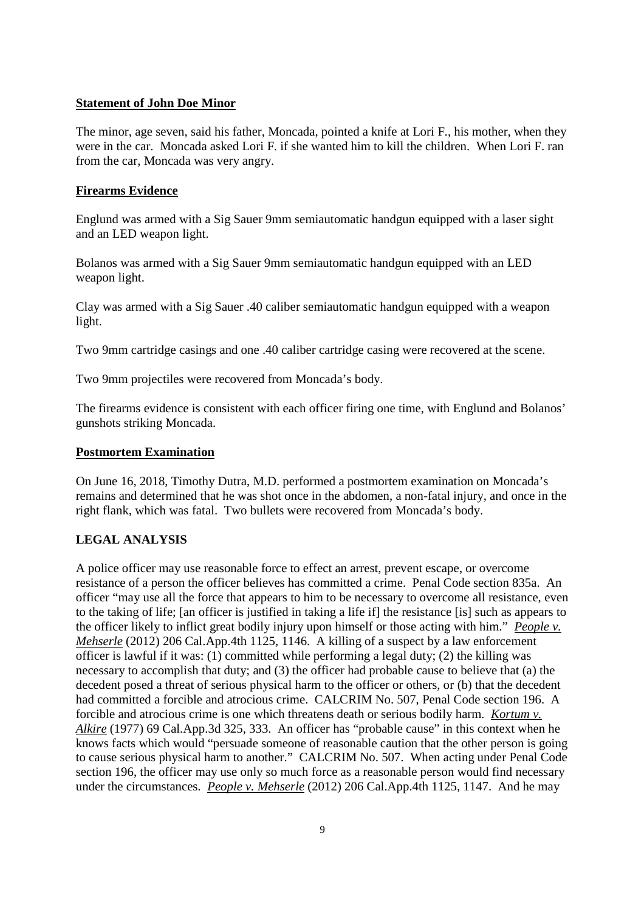**Statement of John Doe Minor**

The minor, age seven, said his father, Moncada, pointed a knife at Lori F., his mother, when they were in the car. Moncada asked Lori F. if she wanted him to kill the children. When Lori F. ran from the car, Moncada was very angry.

**Firearms Evidence**

Englund was armed with a Sig Sauer 9mm semiautomatic handgun equipped with a laser sight and an LED weapon light.

Bolanos was armed with a Sig Sauer 9mm semiautomatic handgun equipped with an LED weapon light.

Clay was armed with a Sig Sauer .40 caliber semiautomatic handgun equipped with a weapon light.

Two 9mm cartridge casings and one .40 caliber cartridge casing were recovered at the scene.

Two 9mm projectiles were recovered from Moncada's body.

The firearms evidence is consistent with each officer firing one time, with Englund and Bolanos' gunshots striking Moncada.

**Postmortem Examination**

On June 16, 2018, Timothy Dutra, M.D. performed a postmortem examination on Moncada's remains and determined that he was shot once in the abdomen, a non-fatal injury, and once in the right flank, which was fatal. Two bullets were recovered from Moncada's body.

## LEGAL ANALYSIS

A police officer may use reasonable force to effect an arrest, prevent escape, or overcome resistance of a person the officer believes has committed a crime. Penal Code section 835a. An officer "may use all the force that appears to him to be necessary to overcome all resistance, even to the taking of life; [an officer is justified in taking a life if] the resistance [is] such as appears to the officer likely to inflict great bodily injury upon himself or those acting with him." *People v. Mehserle* (2012) 206 Cal.App.4th 1125, 1146. A killing of a suspect by a law enforcement officer is lawful if it was: (1) committed while performing a legal duty; (2) the killing was necessary to accomplish that duty; and (3) the officer had probable cause to believe that (a) the decedent posed a threat of serious physical harm to the officer or others, or (b) that the decedent had committed a forcible and atrocious crime. CALCRIM No. 507, Penal Code section 196. A forcible and atrocious crime is one which threatens death or serious bodily harm. *Kortum v. Alkire* (1977) 69 Cal.App.3d 325, 333. An officer has "probable cause" in this context when he knows facts which would "persuade someone of reasonable caution that the other person is going to cause serious physical harm to another." CALCRIM No. 507. When acting under Penal Code section 196, the officer may use only so much force as a reasonable person would find necessary under the circumstances. *People v. Mehserle* (2012) 206 Cal.App.4th 1125, 1147. And he may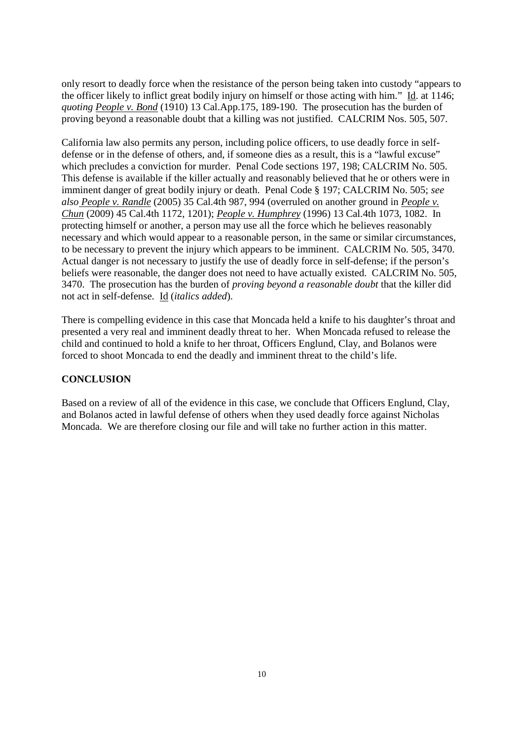only resort to deadly force when the resistance of the person being taken into custody "appears to the officer likely to inflict great bodily injury on himself or those acting with him." Id. at 1146; *quoting People v. Bond* (1910) 13 Cal.App.175, 189-190. The prosecution has the burden of proving beyond a reasonable doubt that a killing was not justified. CALCRIM Nos. 505, 507.

California law also permits any person, including police officers, to use deadly force in self-defense or in the defense of others, and, if someone dies as a result, this is a "lawful excuse" which precludes a conviction for murder. Penal Code sections 197, 198; CALCRIM No. 505. This defense is available if the killer actually and reasonably believed that he or others were in imminent danger of great bodily injury or death. Penal Code § 197; CALCRIM No. 505; *see also People v. Randle* (2005) 35 Cal.4th 987, 994 (overruled on another ground in *People v. Chun* (2009) 45 Cal.4th 1172, 1201); *People v. Humphrey* (1996) 13 Cal.4th 1073, 1082. In protecting himself or another, a person may use all the force which he believes reasonably necessary and which would appear to a reasonable person, in the same or similar circumstances, to be necessary to prevent the injury which appears to be imminent. CALCRIM No. 505, 3470. Actual danger is not necessary to justify the use of deadly force in self-defense; if the person's beliefs were reasonable, the danger does not need to have actually existed. CALCRIM No. 505, 3470. The prosecution has the burden of *proving beyond a reasonable doubt* that the killer did not act in self-defense. Id (*italics added*).

There is compelling evidence in this case that Moncada held a knife to his daughter's throat and presented a very real and imminent deadly threat to her. When Moncada refused to release the child and continued to hold a knife to her throat, Officers Englund, Clay, and Bolanos were forced to shoot Moncada to end the deadly and imminent threat to the child's life.

## CONCLUSION

Based on a review of all of the evidence in this case, we conclude that Officers Englund, Clay, and Bolanos acted in lawful defense of others when they used deadly force against Nicholas Moncada. We are therefore closing our file and will take no further action in this matter.